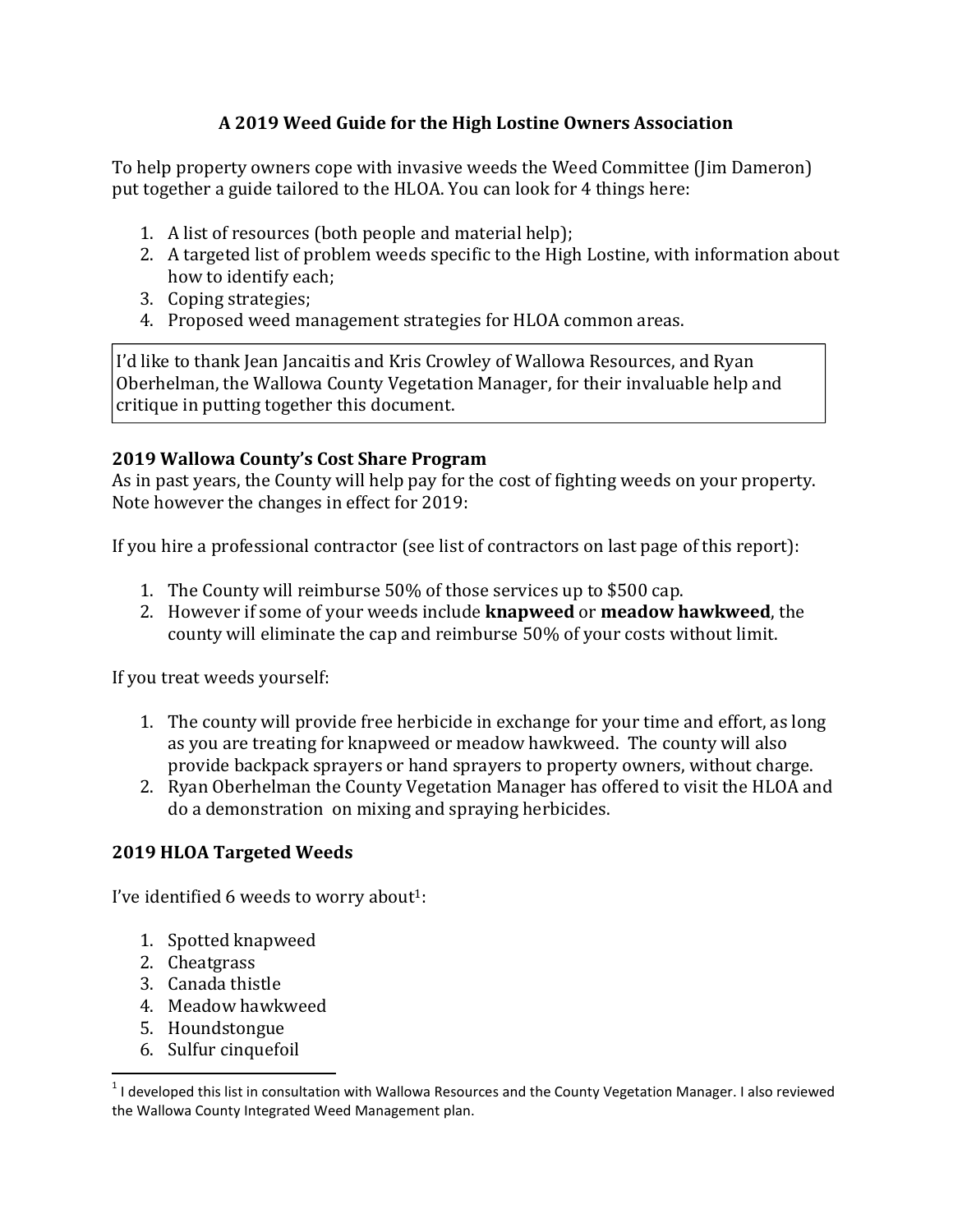# A 2019 Weed Guide for the High Lostine Owners Association

To help property owners cope with invasive weeds the Weed Committee (Jim Dameron) put together a guide tailored to the HLOA. You can look for 4 things here:

1. A list of resources (both people and material help);
2. A targeted list of problem weeds specific to the High Lostine, with information about how to identify each;
3. Coping strategies;
4. Proposed weed management strategies for HLOA common areas.

> I'd like to thank Jean Jancaitis and Kris Crowley of Wallowa Resources, and Ryan Oberhelman, the Wallowa County Vegetation Manager, for their invaluable help and critique in putting together this document.

## 2019 Wallowa County's Cost Share Program

As in past years, the County will help pay for the cost of fighting weeds on your property. Note however the changes in effect for 2019:

If you hire a professional contractor (see list of contractors on last page of this report):

1. The County will reimburse 50% of those services up to $500 cap.
2. However if some of your weeds include **knapweed** or **meadow hawkweed**, the county will eliminate the cap and reimburse 50% of your costs without limit.

If you treat weeds yourself:

1. The county will provide free herbicide in exchange for your time and effort, as long as you are treating for knapweed or meadow hawkweed. The county will also provide backpack sprayers or hand sprayers to property owners, without charge.
2. Ryan Oberhelman the County Vegetation Manager has offered to visit the HLOA and do a demonstration on mixing and spraying herbicides.

## 2019 HLOA Targeted Weeds

I've identified 6 weeds to worry about[1]:

1. Spotted knapweed
2. Cheatgrass
3. Canada thistle
4. Meadow hawkweed
5. Houndstongue
6. Sulfur cinquefoil

[1] I developed this list in consultation with Wallowa Resources and the County Vegetation Manager. I also reviewed the Wallowa County Integrated Weed Management plan.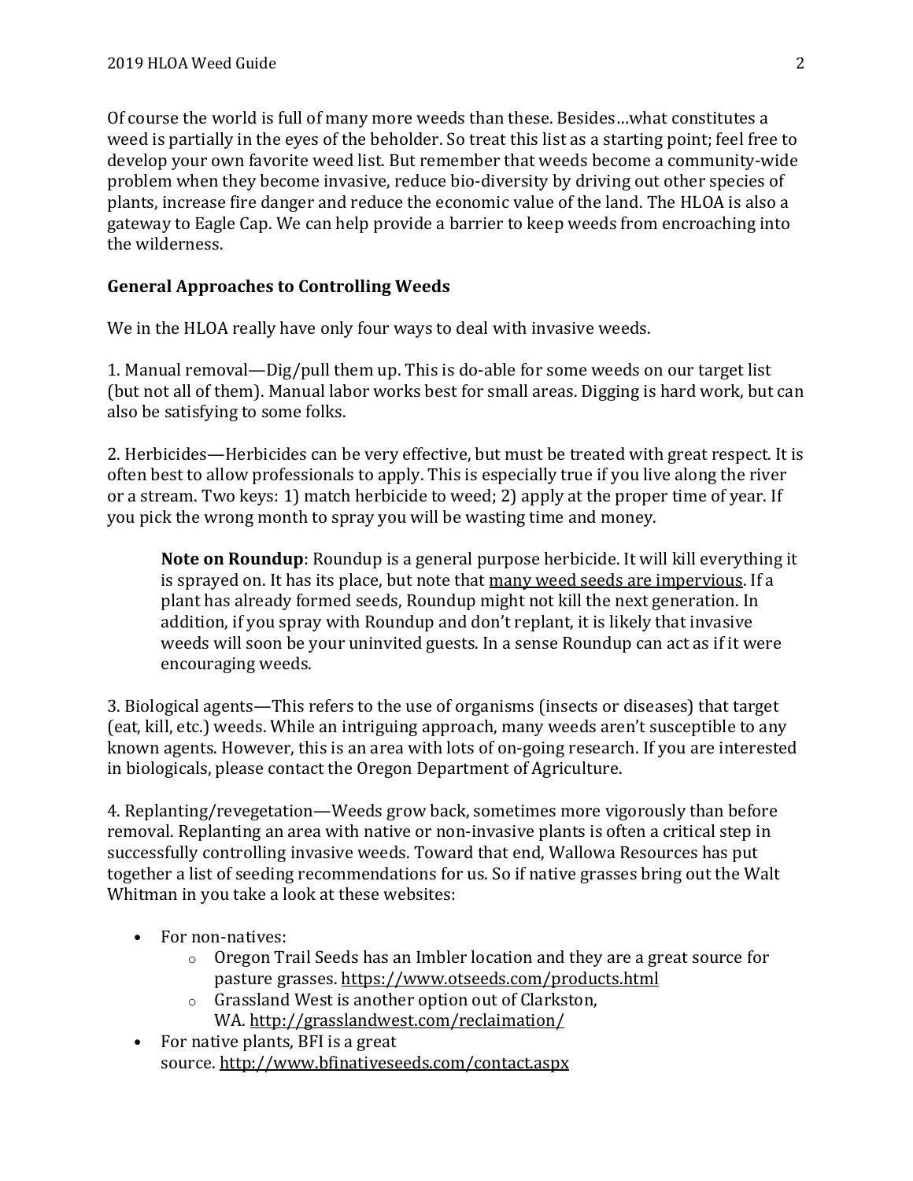Of course the world is full of many more weeds than these. Besides…what constitutes a weed is partially in the eyes of the beholder. So treat this list as a starting point; feel free to develop your own favorite weed list. But remember that weeds become a community-wide problem when they become invasive, reduce bio-diversity by driving out other species of plants, increase fire danger and reduce the economic value of the land. The HLOA is also a gateway to Eagle Cap. We can help provide a barrier to keep weeds from encroaching into the wilderness.

## General Approaches to Controlling Weeds

We in the HLOA really have only four ways to deal with invasive weeds.

1. Manual removal—Dig/pull them up. This is do-able for some weeds on our target list (but not all of them). Manual labor works best for small areas. Digging is hard work, but can also be satisfying to some folks.

2. Herbicides—Herbicides can be very effective, but must be treated with great respect. It is often best to allow professionals to apply. This is especially true if you live along the river or a stream. Two keys: 1) match herbicide to weed; 2) apply at the proper time of year. If you pick the wrong month to spray you will be wasting time and money.

> **Note on Roundup**: Roundup is a general purpose herbicide. It will kill everything it is sprayed on. It has its place, but note that <u>many weed seeds are impervious</u>. If a plant has already formed seeds, Roundup might not kill the next generation. In addition, if you spray with Roundup and don't replant, it is likely that invasive weeds will soon be your uninvited guests. In a sense Roundup can act as if it were encouraging weeds.

3. Biological agents—This refers to the use of organisms (insects or diseases) that target (eat, kill, etc.) weeds. While an intriguing approach, many weeds aren't susceptible to any known agents. However, this is an area with lots of on-going research. If you are interested in biologicals, please contact the Oregon Department of Agriculture.

4. Replanting/revegetation—Weeds grow back, sometimes more vigorously than before removal. Replanting an area with native or non-invasive plants is often a critical step in successfully controlling invasive weeds. Toward that end, Wallowa Resources has put together a list of seeding recommendations for us. So if native grasses bring out the Walt Whitman in you take a look at these websites:

- For non-natives:
  - Oregon Trail Seeds has an Imbler location and they are a great source for pasture grasses. https://www.otseeds.com/products.html
  - Grassland West is another option out of Clarkston, WA. http://grasslandwest.com/reclaimation/
- For native plants, BFI is a great source. http://www.bfinativeseeds.com/contact.aspx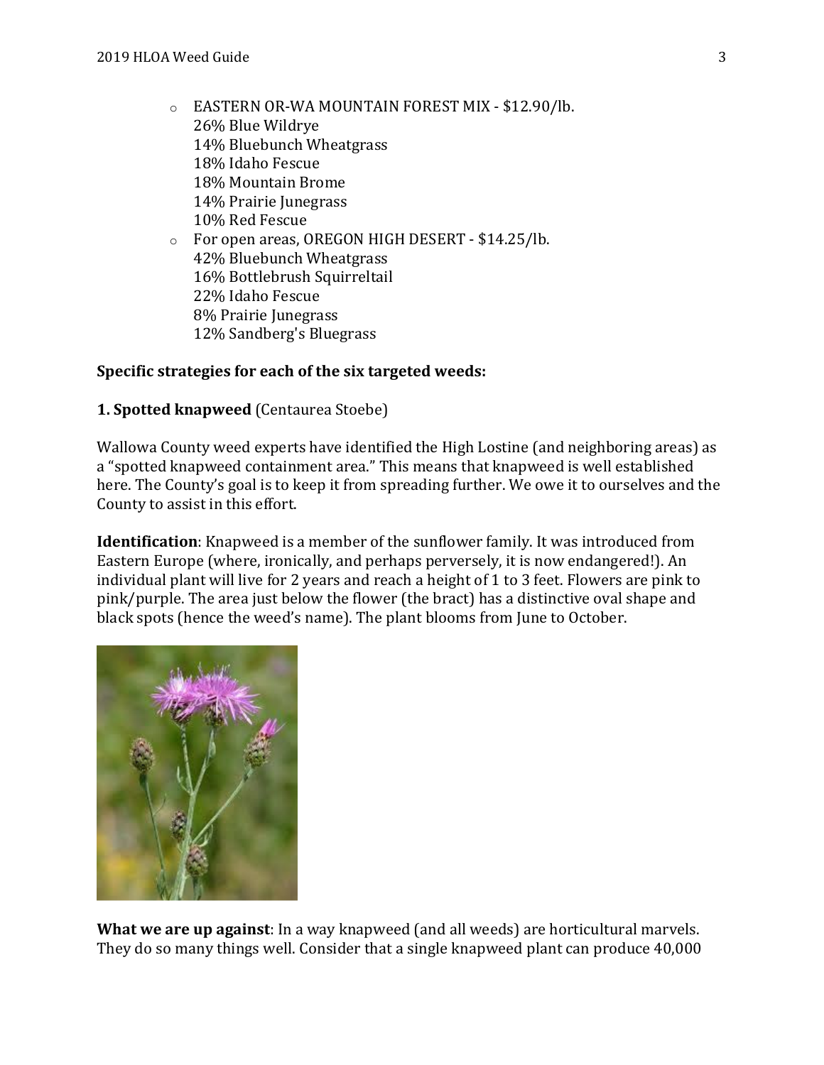- EASTERN OR-WA MOUNTAIN FOREST MIX - $12.90/lb.
  26% Blue Wildrye
  14% Bluebunch Wheatgrass
  18% Idaho Fescue
  18% Mountain Brome
  14% Prairie Junegrass
  10% Red Fescue
- For open areas, OREGON HIGH DESERT - $14.25/lb.
  42% Bluebunch Wheatgrass
  16% Bottlebrush Squirreltail
  22% Idaho Fescue
  8% Prairie Junegrass
  12% Sandberg's Bluegrass

**Specific strategies for each of the six targeted weeds:**

**1. Spotted knapweed** (Centaurea Stoebe)

Wallowa County weed experts have identified the High Lostine (and neighboring areas) as a "spotted knapweed containment area." This means that knapweed is well established here. The County's goal is to keep it from spreading further. We owe it to ourselves and the County to assist in this effort.

**Identification**: Knapweed is a member of the sunflower family. It was introduced from Eastern Europe (where, ironically, and perhaps perversely, it is now endangered!). An individual plant will live for 2 years and reach a height of 1 to 3 feet. Flowers are pink to pink/purple. The area just below the flower (the bract) has a distinctive oval shape and black spots (hence the weed's name). The plant blooms from June to October.

**What we are up against**: In a way knapweed (and all weeds) are horticultural marvels. They do so many things well. Consider that a single knapweed plant can produce 40,000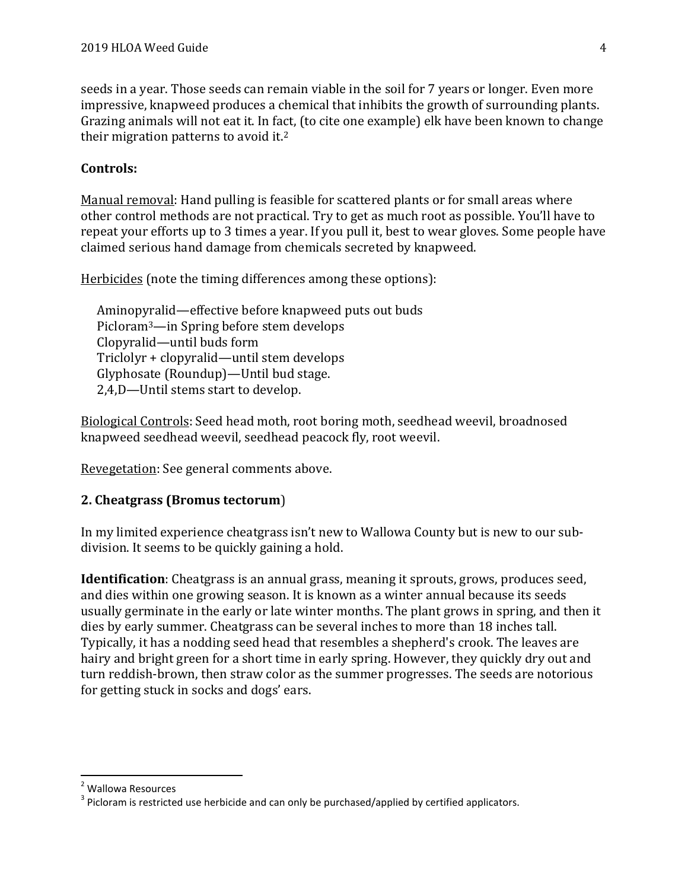seeds in a year. Those seeds can remain viable in the soil for 7 years or longer. Even more impressive, knapweed produces a chemical that inhibits the growth of surrounding plants. Grazing animals will not eat it. In fact, (to cite one example) elk have been known to change their migration patterns to avoid it.[2]

**Controls:**

Manual removal: Hand pulling is feasible for scattered plants or for small areas where other control methods are not practical. Try to get as much root as possible. You'll have to repeat your efforts up to 3 times a year. If you pull it, best to wear gloves. Some people have claimed serious hand damage from chemicals secreted by knapweed.

Herbicides (note the timing differences among these options):

Aminopyralid—effective before knapweed puts out buds
Picloram[3]—in Spring before stem develops
Clopyralid—until buds form
Triclolyr + clopyralid—until stem develops
Glyphosate (Roundup)—Until bud stage.
2,4,D—Until stems start to develop.

Biological Controls: Seed head moth, root boring moth, seedhead weevil, broadnosed knapweed seedhead weevil, seedhead peacock fly, root weevil.

Revegetation: See general comments above.

### 2. Cheatgrass (Bromus tectorum)

In my limited experience cheatgrass isn't new to Wallowa County but is new to our sub-division. It seems to be quickly gaining a hold.

**Identification**: Cheatgrass is an annual grass, meaning it sprouts, grows, produces seed, and dies within one growing season. It is known as a winter annual because its seeds usually germinate in the early or late winter months. The plant grows in spring, and then it dies by early summer. Cheatgrass can be several inches to more than 18 inches tall. Typically, it has a nodding seed head that resembles a shepherd's crook. The leaves are hairy and bright green for a short time in early spring. However, they quickly dry out and turn reddish-brown, then straw color as the summer progresses. The seeds are notorious for getting stuck in socks and dogs' ears.

---

[2] Wallowa Resources

[3] Picloram is restricted use herbicide and can only be purchased/applied by certified applicators.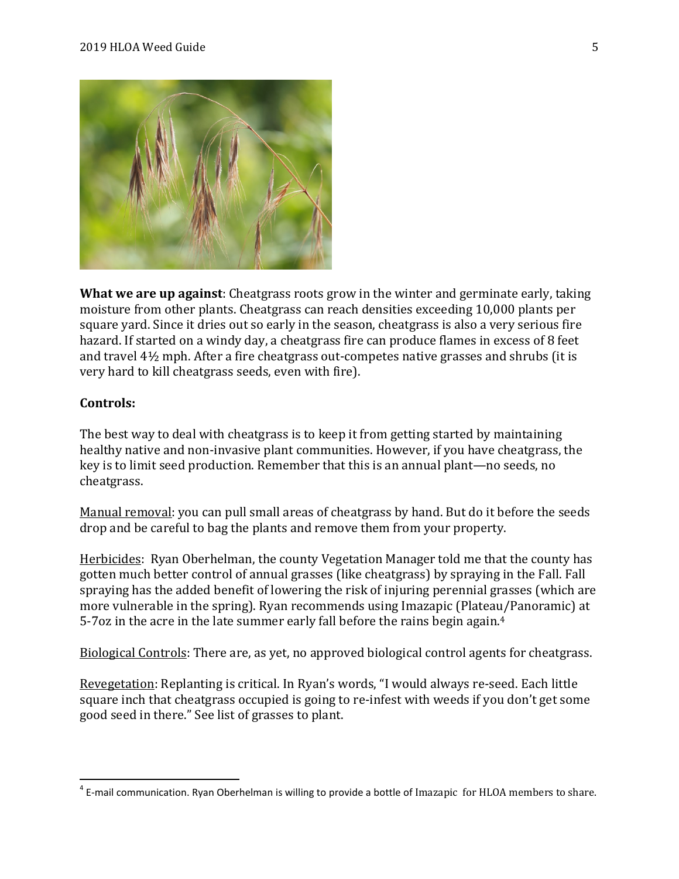**What we are up against**: Cheatgrass roots grow in the winter and germinate early, taking moisture from other plants. Cheatgrass can reach densities exceeding 10,000 plants per square yard. Since it dries out so early in the season, cheatgrass is also a very serious fire hazard. If started on a windy day, a cheatgrass fire can produce flames in excess of 8 feet and travel 4½ mph. After a fire cheatgrass out-competes native grasses and shrubs (it is very hard to kill cheatgrass seeds, even with fire).

**Controls:**

The best way to deal with cheatgrass is to keep it from getting started by maintaining healthy native and non-invasive plant communities. However, if you have cheatgrass, the key is to limit seed production. Remember that this is an annual plant—no seeds, no cheatgrass.

Manual removal: you can pull small areas of cheatgrass by hand. But do it before the seeds drop and be careful to bag the plants and remove them from your property.

Herbicides: Ryan Oberhelman, the county Vegetation Manager told me that the county has gotten much better control of annual grasses (like cheatgrass) by spraying in the Fall. Fall spraying has the added benefit of lowering the risk of injuring perennial grasses (which are more vulnerable in the spring). Ryan recommends using Imazapic (Plateau/Panoramic) at 5-7oz in the acre in the late summer early fall before the rains begin again.[4]

Biological Controls: There are, as yet, no approved biological control agents for cheatgrass.

Revegetation: Replanting is critical. In Ryan's words, "I would always re-seed. Each little square inch that cheatgrass occupied is going to re-infest with weeds if you don't get some good seed in there." See list of grasses to plant.

---

[4] E-mail communication. Ryan Oberhelman is willing to provide a bottle of Imazapic for HLOA members to share.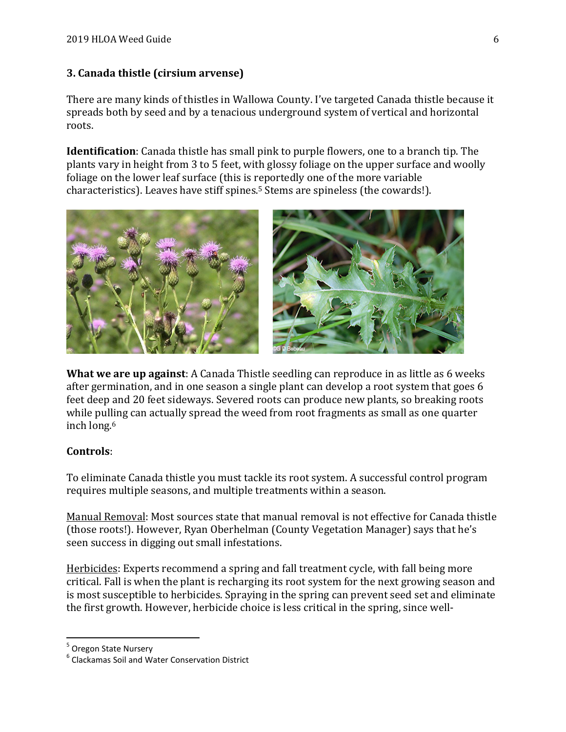### 3. Canada thistle (cirsium arvense)

There are many kinds of thistles in Wallowa County. I've targeted Canada thistle because it spreads both by seed and by a tenacious underground system of vertical and horizontal roots.

**Identification**: Canada thistle has small pink to purple flowers, one to a branch tip. The plants vary in height from 3 to 5 feet, with glossy foliage on the upper surface and woolly foliage on the lower leaf surface (this is reportedly one of the more variable characteristics). Leaves have stiff spines.[5] Stems are spineless (the cowards!).

**What we are up against**: A Canada Thistle seedling can reproduce in as little as 6 weeks after germination, and in one season a single plant can develop a root system that goes 6 feet deep and 20 feet sideways. Severed roots can produce new plants, so breaking roots while pulling can actually spread the weed from root fragments as small as one quarter inch long.[6]

**Controls**:

To eliminate Canada thistle you must tackle its root system. A successful control program requires multiple seasons, and multiple treatments within a season.

Manual Removal: Most sources state that manual removal is not effective for Canada thistle (those roots!). However, Ryan Oberhelman (County Vegetation Manager) says that he's seen success in digging out small infestations.

Herbicides: Experts recommend a spring and fall treatment cycle, with fall being more critical. Fall is when the plant is recharging its root system for the next growing season and is most susceptible to herbicides. Spraying in the spring can prevent seed set and eliminate the first growth. However, herbicide choice is less critical in the spring, since well-

---

[5] Oregon State Nursery

[6] Clackamas Soil and Water Conservation District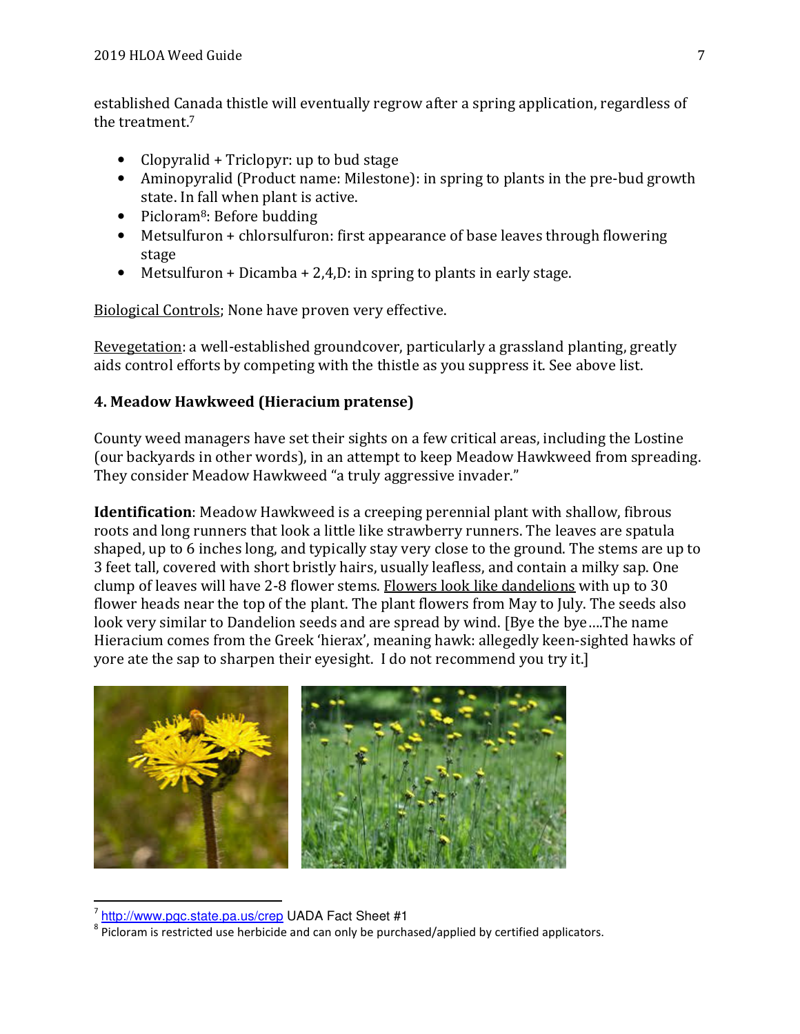established Canada thistle will eventually regrow after a spring application, regardless of the treatment.[7]

- Clopyralid + Triclopyr: up to bud stage
- Aminopyralid (Product name: Milestone): in spring to plants in the pre-bud growth state. In fall when plant is active.
- Picloram[8]: Before budding
- Metsulfuron + chlorsulfuron: first appearance of base leaves through flowering stage
- Metsulfuron + Dicamba + 2,4,D: in spring to plants in early stage.

<u>Biological Controls</u>; None have proven very effective.

<u>Revegetation</u>: a well-established groundcover, particularly a grassland planting, greatly aids control efforts by competing with the thistle as you suppress it. See above list.

### 4. Meadow Hawkweed (Hieracium pratense)

County weed managers have set their sights on a few critical areas, including the Lostine (our backyards in other words), in an attempt to keep Meadow Hawkweed from spreading. They consider Meadow Hawkweed "a truly aggressive invader."

**Identification**: Meadow Hawkweed is a creeping perennial plant with shallow, fibrous roots and long runners that look a little like strawberry runners. The leaves are spatula shaped, up to 6 inches long, and typically stay very close to the ground. The stems are up to 3 feet tall, covered with short bristly hairs, usually leafless, and contain a milky sap. One clump of leaves will have 2-8 flower stems. <u>Flowers look like dandelions</u> with up to 30 flower heads near the top of the plant. The plant flowers from May to July. The seeds also look very similar to Dandelion seeds and are spread by wind. [Bye the bye....The name Hieracium comes from the Greek 'hierax', meaning hawk: allegedly keen-sighted hawks of yore ate the sap to sharpen their eyesight. I do not recommend you try it.]

---

[7] http://www.pgc.state.pa.us/crep UADA Fact Sheet #1

[8] Picloram is restricted use herbicide and can only be purchased/applied by certified applicators.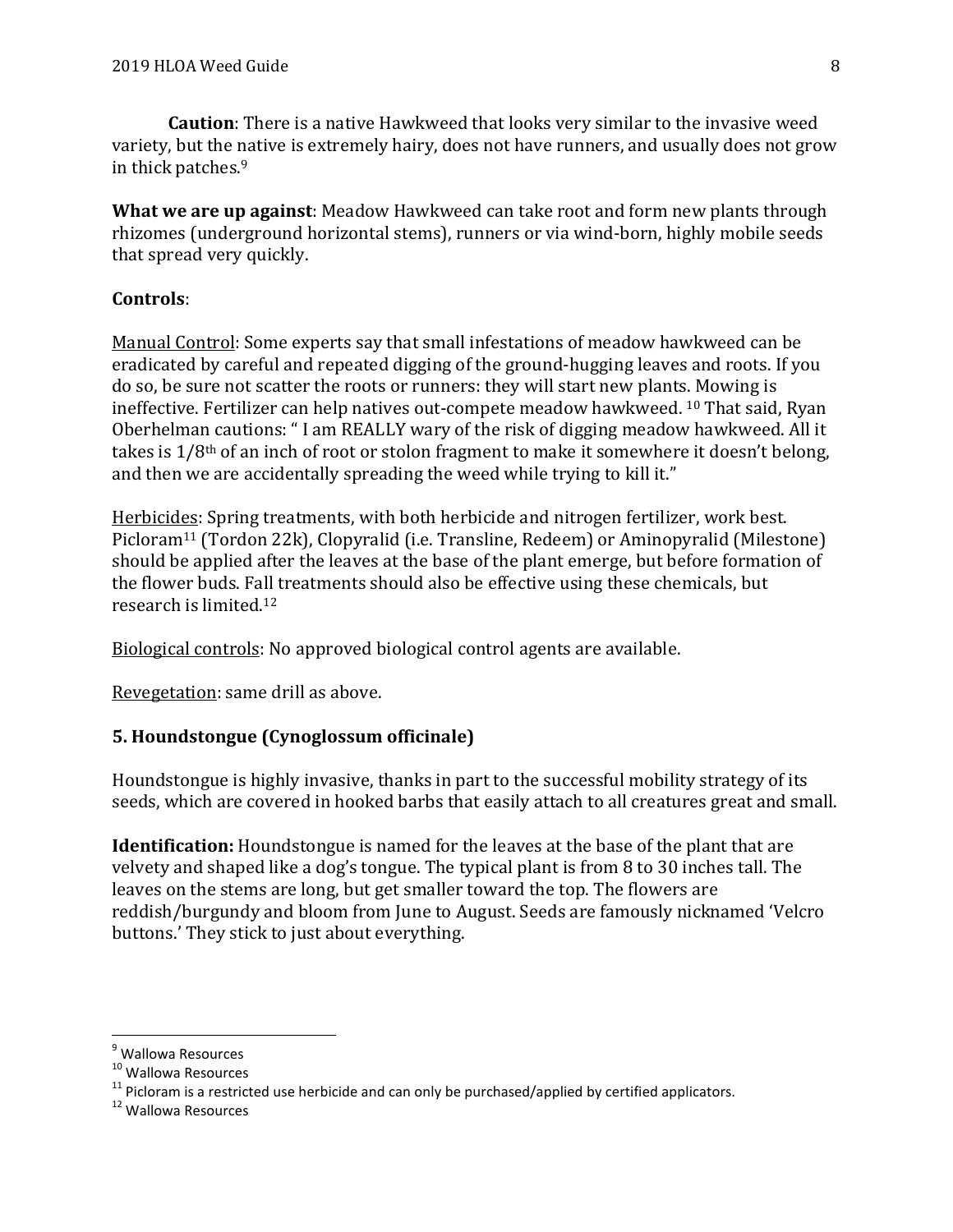**Caution**: There is a native Hawkweed that looks very similar to the invasive weed variety, but the native is extremely hairy, does not have runners, and usually does not grow in thick patches.[9]

**What we are up against**: Meadow Hawkweed can take root and form new plants through rhizomes (underground horizontal stems), runners or via wind-born, highly mobile seeds that spread very quickly.

**Controls**:

<u>Manual Control</u>: Some experts say that small infestations of meadow hawkweed can be eradicated by careful and repeated digging of the ground-hugging leaves and roots. If you do so, be sure not scatter the roots or runners: they will start new plants. Mowing is ineffective. Fertilizer can help natives out-compete meadow hawkweed. [10] That said, Ryan Oberhelman cautions: " I am REALLY wary of the risk of digging meadow hawkweed. All it takes is 1/8th of an inch of root or stolon fragment to make it somewhere it doesn't belong, and then we are accidentally spreading the weed while trying to kill it."

<u>Herbicides</u>: Spring treatments, with both herbicide and nitrogen fertilizer, work best. Picloram[11] (Tordon 22k), Clopyralid (i.e. Transline, Redeem) or Aminopyralid (Milestone) should be applied after the leaves at the base of the plant emerge, but before formation of the flower buds. Fall treatments should also be effective using these chemicals, but research is limited.[12]

<u>Biological controls</u>: No approved biological control agents are available.

<u>Revegetation</u>: same drill as above.

## 5. Houndstongue (Cynoglossum officinale)

Houndstongue is highly invasive, thanks in part to the successful mobility strategy of its seeds, which are covered in hooked barbs that easily attach to all creatures great and small.

**Identification:** Houndstongue is named for the leaves at the base of the plant that are velvety and shaped like a dog's tongue. The typical plant is from 8 to 30 inches tall. The leaves on the stems are long, but get smaller toward the top. The flowers are reddish/burgundy and bloom from June to August. Seeds are famously nicknamed 'Velcro buttons.' They stick to just about everything.

---

[9] Wallowa Resources
[10] Wallowa Resources
[11] Picloram is a restricted use herbicide and can only be purchased/applied by certified applicators.
[12] Wallowa Resources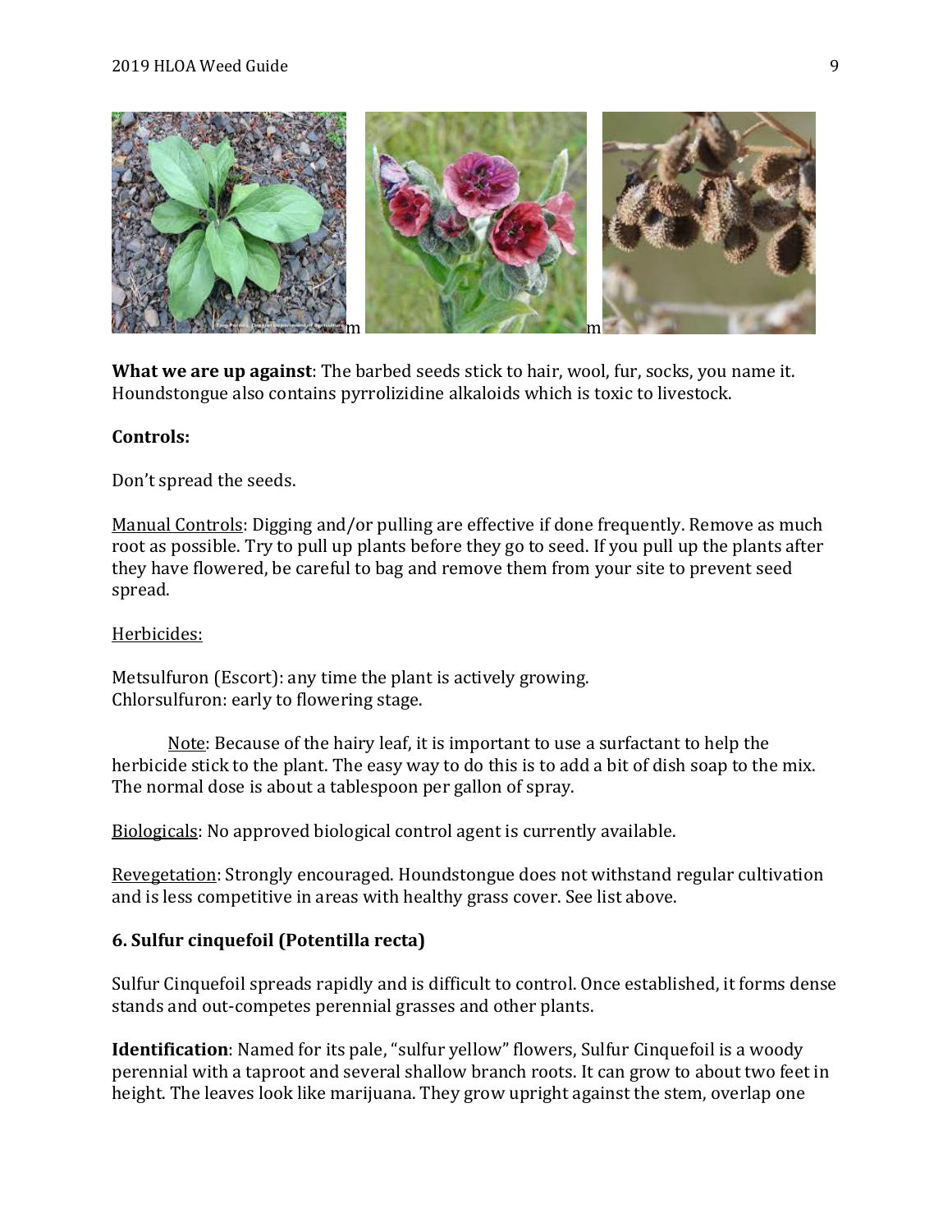**What we are up against**: The barbed seeds stick to hair, wool, fur, socks, you name it. Houndstongue also contains pyrrolizidine alkaloids which is toxic to livestock.

**Controls:**

Don't spread the seeds.

Manual Controls: Digging and/or pulling are effective if done frequently. Remove as much root as possible. Try to pull up plants before they go to seed. If you pull up the plants after they have flowered, be careful to bag and remove them from your site to prevent seed spread.

Herbicides:

Metsulfuron (Escort): any time the plant is actively growing.
Chlorsulfuron: early to flowering stage.

Note: Because of the hairy leaf, it is important to use a surfactant to help the herbicide stick to the plant. The easy way to do this is to add a bit of dish soap to the mix. The normal dose is about a tablespoon per gallon of spray.

Biologicals: No approved biological control agent is currently available.

Revegetation: Strongly encouraged. Houndstongue does not withstand regular cultivation and is less competitive in areas with healthy grass cover. See list above.

### 6. Sulfur cinquefoil (Potentilla recta)

Sulfur Cinquefoil spreads rapidly and is difficult to control. Once established, it forms dense stands and out-competes perennial grasses and other plants.

**Identification**: Named for its pale, "sulfur yellow" flowers, Sulfur Cinquefoil is a woody perennial with a taproot and several shallow branch roots. It can grow to about two feet in height. The leaves look like marijuana. They grow upright against the stem, overlap one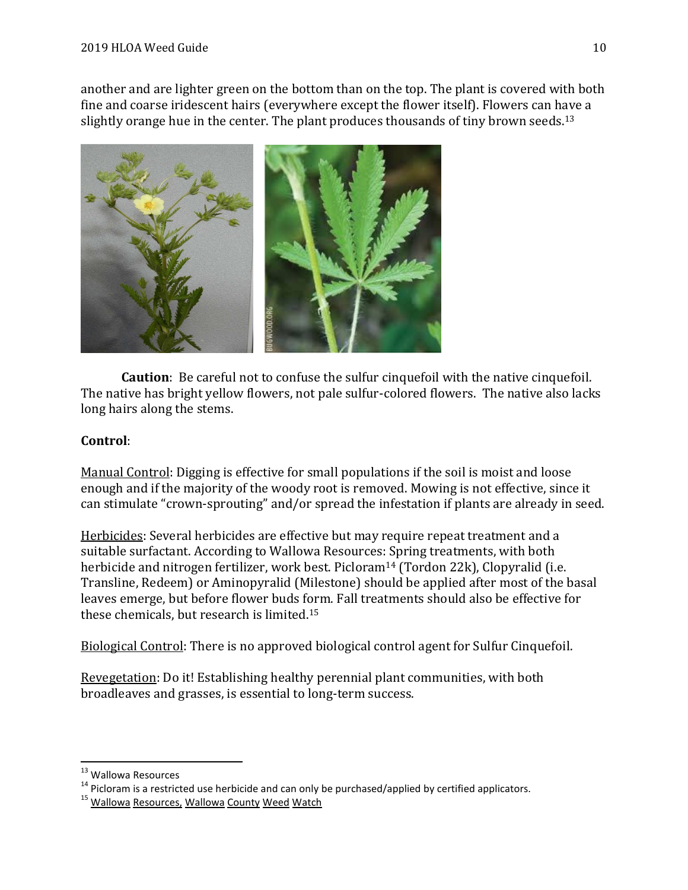another and are lighter green on the bottom than on the top. The plant is covered with both fine and coarse iridescent hairs (everywhere except the flower itself). Flowers can have a slightly orange hue in the center. The plant produces thousands of tiny brown seeds.[13]

**Caution**: Be careful not to confuse the sulfur cinquefoil with the native cinquefoil. The native has bright yellow flowers, not pale sulfur-colored flowers. The native also lacks long hairs along the stems.

**Control**:

Manual Control: Digging is effective for small populations if the soil is moist and loose enough and if the majority of the woody root is removed. Mowing is not effective, since it can stimulate "crown-sprouting" and/or spread the infestation if plants are already in seed.

Herbicides: Several herbicides are effective but may require repeat treatment and a suitable surfactant. According to Wallowa Resources: Spring treatments, with both herbicide and nitrogen fertilizer, work best. Picloram[14] (Tordon 22k), Clopyralid (i.e. Transline, Redeem) or Aminopyralid (Milestone) should be applied after most of the basal leaves emerge, but before flower buds form. Fall treatments should also be effective for these chemicals, but research is limited.[15]

Biological Control: There is no approved biological control agent for Sulfur Cinquefoil.

Revegetation: Do it! Establishing healthy perennial plant communities, with both broadleaves and grasses, is essential to long-term success.

---

[13] Wallowa Resources

[14] Picloram is a restricted use herbicide and can only be purchased/applied by certified applicators.

[15] Wallowa Resources, Wallowa County Weed Watch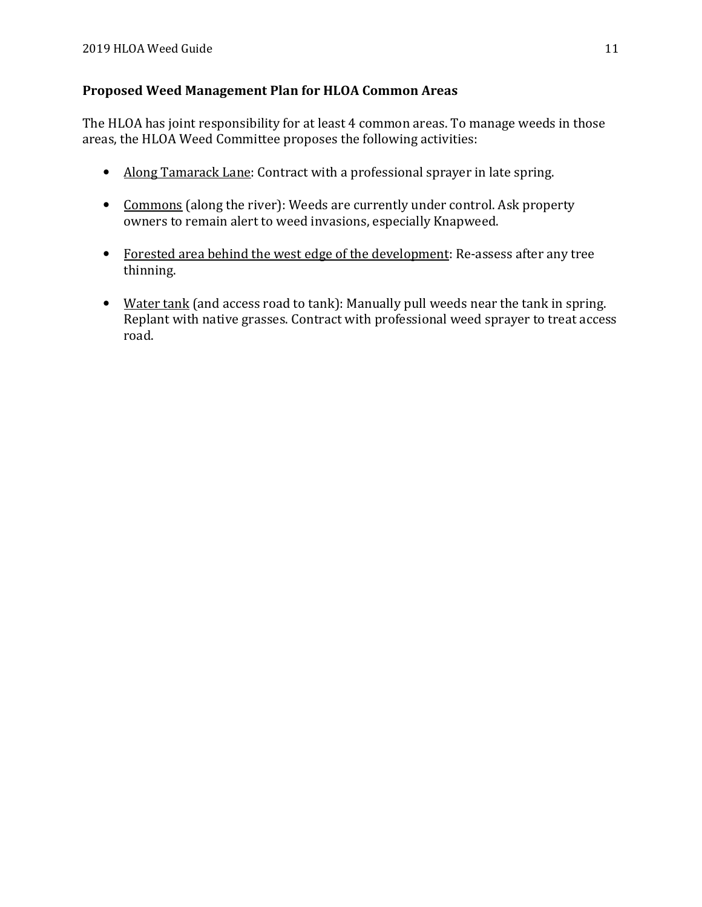**Proposed Weed Management Plan for HLOA Common Areas**

The HLOA has joint responsibility for at least 4 common areas. To manage weeds in those areas, the HLOA Weed Committee proposes the following activities:

- <u>Along Tamarack Lane</u>: Contract with a professional sprayer in late spring.
- <u>Commons</u> (along the river): Weeds are currently under control. Ask property owners to remain alert to weed invasions, especially Knapweed.
- <u>Forested area behind the west edge of the development</u>: Re-assess after any tree thinning.
- <u>Water tank</u> (and access road to tank): Manually pull weeds near the tank in spring. Replant with native grasses. Contract with professional weed sprayer to treat access road.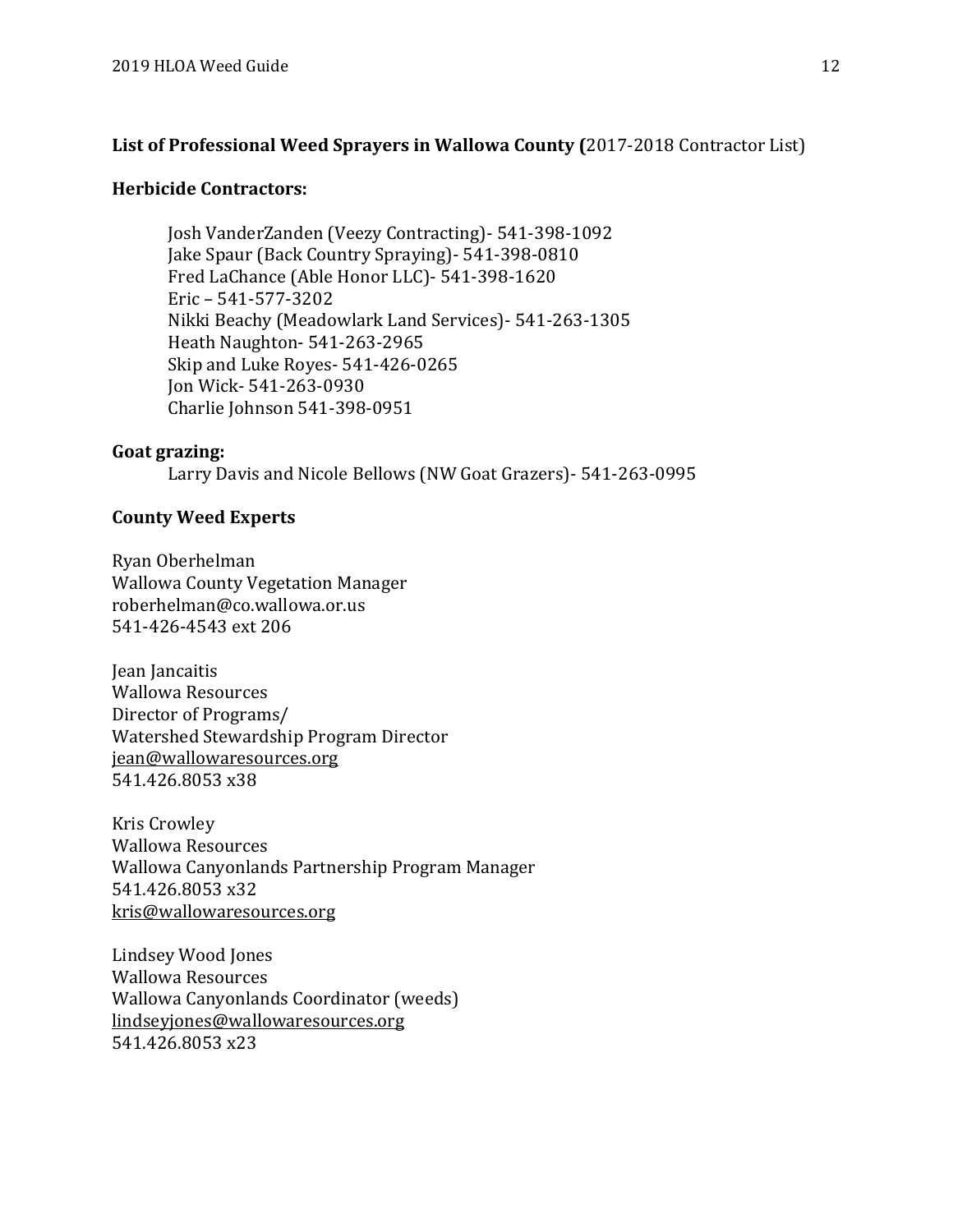**List of Professional Weed Sprayers in Wallowa County (**2017-2018 Contractor List)

**Herbicide Contractors:**

Josh VanderZanden (Veezy Contracting)- 541-398-1092
Jake Spaur (Back Country Spraying)- 541-398-0810
Fred LaChance (Able Honor LLC)- 541-398-1620
Eric – 541-577-3202
Nikki Beachy (Meadowlark Land Services)- 541-263-1305
Heath Naughton- 541-263-2965
Skip and Luke Royes- 541-426-0265
Jon Wick- 541-263-0930
Charlie Johnson 541-398-0951

**Goat grazing:**

Larry Davis and Nicole Bellows (NW Goat Grazers)- 541-263-0995

**County Weed Experts**

Ryan Oberhelman
Wallowa County Vegetation Manager
roberhelman@co.wallowa.or.us
541-426-4543 ext 206

Jean Jancaitis
Wallowa Resources
Director of Programs/
Watershed Stewardship Program Director
jean@wallowaresources.org
541.426.8053 x38

Kris Crowley
Wallowa Resources
Wallowa Canyonlands Partnership Program Manager
541.426.8053 x32
kris@wallowaresources.org

Lindsey Wood Jones
Wallowa Resources
Wallowa Canyonlands Coordinator (weeds)
lindseyjones@wallowaresources.org
541.426.8053 x23